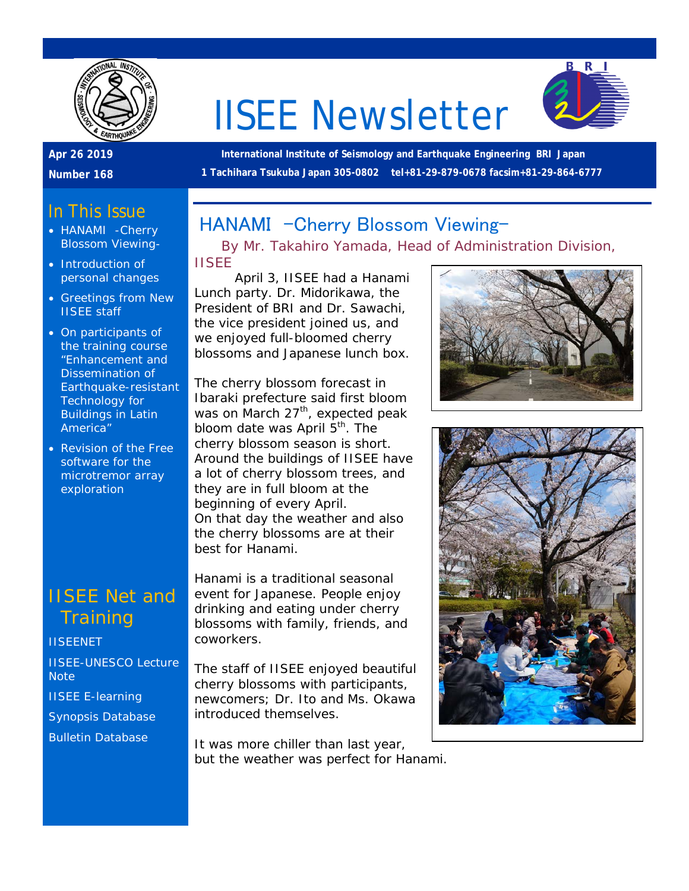# IISEE Newsletter

**Apr 26 2019**

**Number 168**

**International Institute of Seismology and Earthquake Engineering BRI Japan**

**1 Tachihara Tsukuba Japan 305-0802 tel+81-29-879-0678 facsim+81-29-864-6777**

## In This Issue

- HANAMI -Cherry Blossom Viewing-
- Introduction of personal changes
- Greetings from New IISEE staff
- On participants of the training course "Enhancement and Dissemination of Earthquake-resistant Technology for Buildings in Latin America"
- Revision of the Free software for the microtremor array exploration

## IISEE Net and Training

IISEENET

IISEE-UNESCO Lecture Note

IISEE E-learning

Synopsis Database

Bulletin Database

## HANAMI -Cherry Blossom Viewing-

By Mr. Takahiro Yamada, Head of Administration Division, IISEE

April 3, IISEE had a Hanami Lunch party. Dr. Midorikawa, the President of BRI and Dr. Sawachi, the vice president joined us, and we enjoyed full-bloomed cherry blossoms and Japanese lunch box.

The cherry blossom forecast in Ibaraki prefecture said first bloom was on March 27th, expected peak bloom date was April 5th. The cherry blossom season is short. Around the buildings of IISEE have a lot of cherry blossom trees, and they are in full bloom at the beginning of every April. On that day the weather and also the cherry blossoms are at their best for Hanami.

Hanami is a traditional seasonal event for Japanese. People enjoy drinking and eating under cherry blossoms with family, friends, and coworkers.

The staff of IISEE enjoyed beautiful cherry blossoms with participants, newcomers; Dr. Ito and Ms. Okawa introduced themselves.

It was more chiller than last year, but the weather was perfect for Hanami.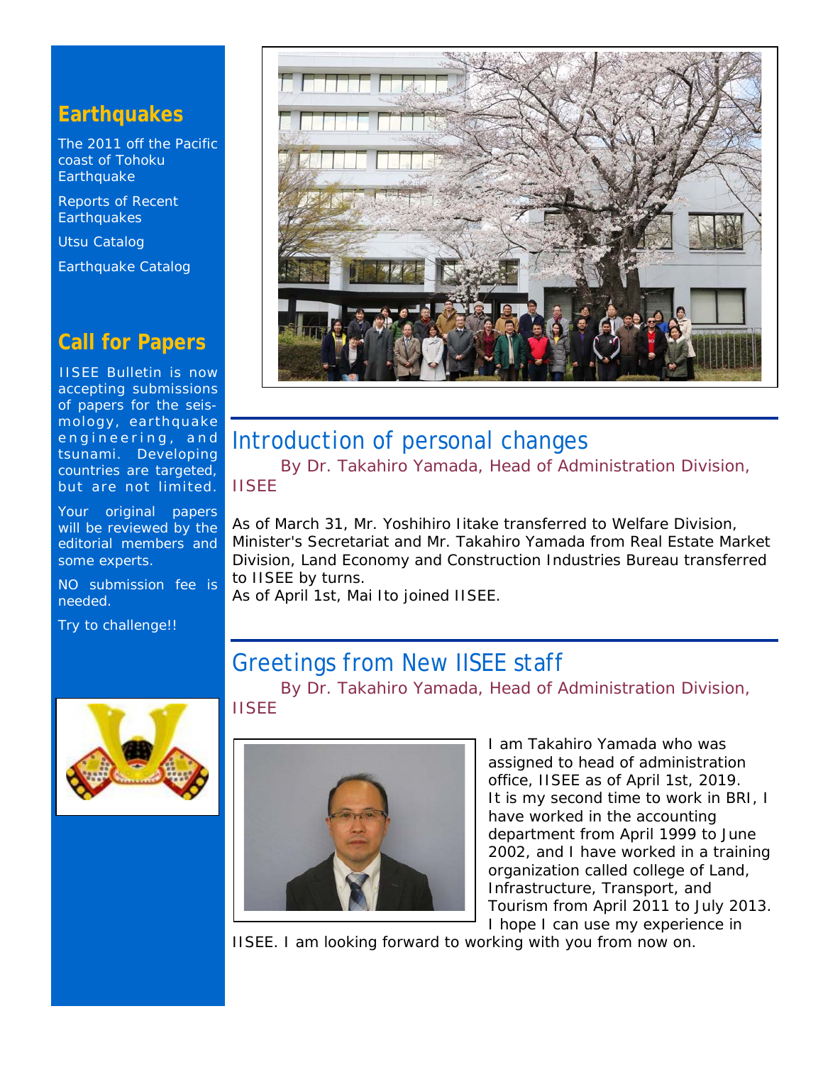## Earthquakes

The 2011 off the Pacific coast of Tohoku Earthquake

Reports of Recent Earthquakes

Utsu Catalog

Earthquake Catalog

## Call for Papers

IISEE Bulletin is now accepting submissions of papers for the seismology, earthquake engineering, and tsunami. Developing countries are targeted, but are not limited.

Your original papers will be reviewed by the editorial members and some experts.

NO submission fee is needed.

Try to challenge!!

## Introduction of personal changes

By Dr. Takahiro Yamada, Head of Administration Division, IISEE

As of March 31, Mr. Yoshihiro Iitake transferred to Welfare Division, Minister's Secretariat and Mr. Takahiro Yamada from Real Estate Market Division, Land Economy and Construction Industries Bureau transferred to IISEE by turns.
As of April 1st, Mai Ito joined IISEE.

## Greetings from New IISEE staff

By Dr. Takahiro Yamada, Head of Administration Division, IISEE

I am Takahiro Yamada who was assigned to head of administration office, IISEE as of April 1st, 2019. It is my second time to work in BRI, I have worked in the accounting department from April 1999 to June 2002, and I have worked in a training organization called college of Land, Infrastructure, Transport, and Tourism from April 2011 to July 2013. I hope I can use my experience in IISEE. I am looking forward to working with you from now on.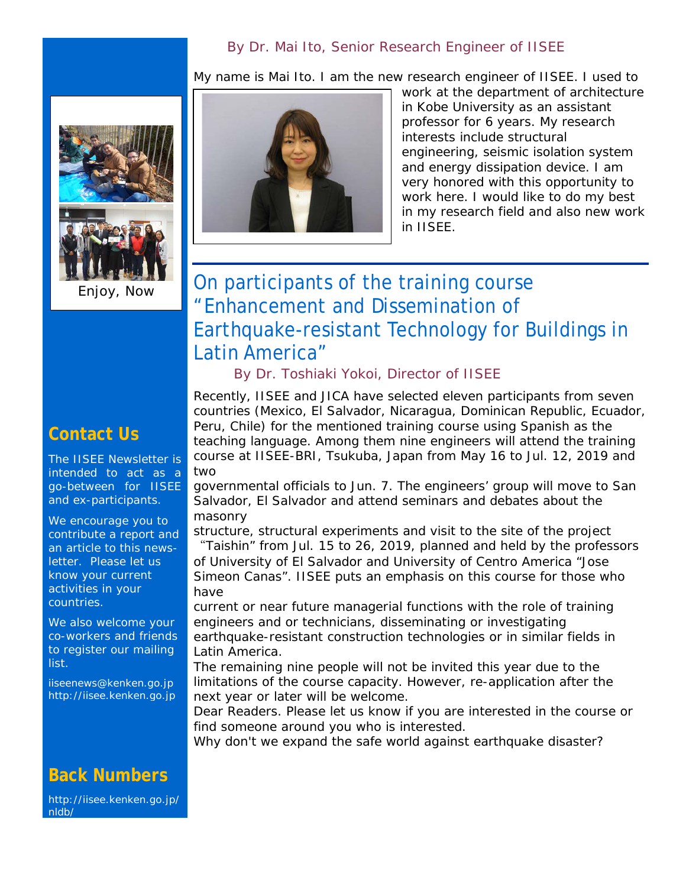By Dr. Mai Ito, Senior Research Engineer of IISEE

My name is Mai Ito. I am the new research engineer of IISEE. I used to work at the department of architecture in Kobe University as an assistant professor for 6 years. My research interests include structural engineering, seismic isolation system and energy dissipation device. I am very honored with this opportunity to work here. I would like to do my best in my research field and also new work in IISEE.

# On participants of the training course "Enhancement and Dissemination of Earthquake-resistant Technology for Buildings in Latin America"

By Dr. Toshiaki Yokoi, Director of IISEE

Recently, IISEE and JICA have selected eleven participants from seven countries (Mexico, El Salvador, Nicaragua, Dominican Republic, Ecuador, Peru, Chile) for the mentioned training course using Spanish as the teaching language. Among them nine engineers will attend the training course at IISEE-BRI, Tsukuba, Japan from May 16 to Jul. 12, 2019 and two governmental officials to Jun. 7. The engineers' group will move to San Salvador, El Salvador and attend seminars and debates about the masonry structure, structural experiments and visit to the site of the project "Taishin" from Jul. 15 to 26, 2019, planned and held by the professors of University of El Salvador and University of Centro America "Jose Simeon Canas". IISEE puts an emphasis on this course for those who have current or near future managerial functions with the role of training engineers and or technicians, disseminating or investigating earthquake-resistant construction technologies or in similar fields in Latin America.

The remaining nine people will not be invited this year due to the limitations of the course capacity. However, re-application after the next year or later will be welcome.

Dear Readers. Please let us know if you are interested in the course or find someone around you who is interested.

Why don't we expand the safe world against earthquake disaster?

Enjoy, Now

## Contact Us

The IISEE Newsletter is intended to act as a go-between for IISEE and ex-participants.

We encourage you to contribute a report and an article to this newsletter. Please let us know your current activities in your countries.

We also welcome your co-workers and friends to register our mailing list.

iiseenews@kenken.go.jp
http://iisee.kenken.go.jp

## Back Numbers

http://iisee.kenken.go.jp/nldb/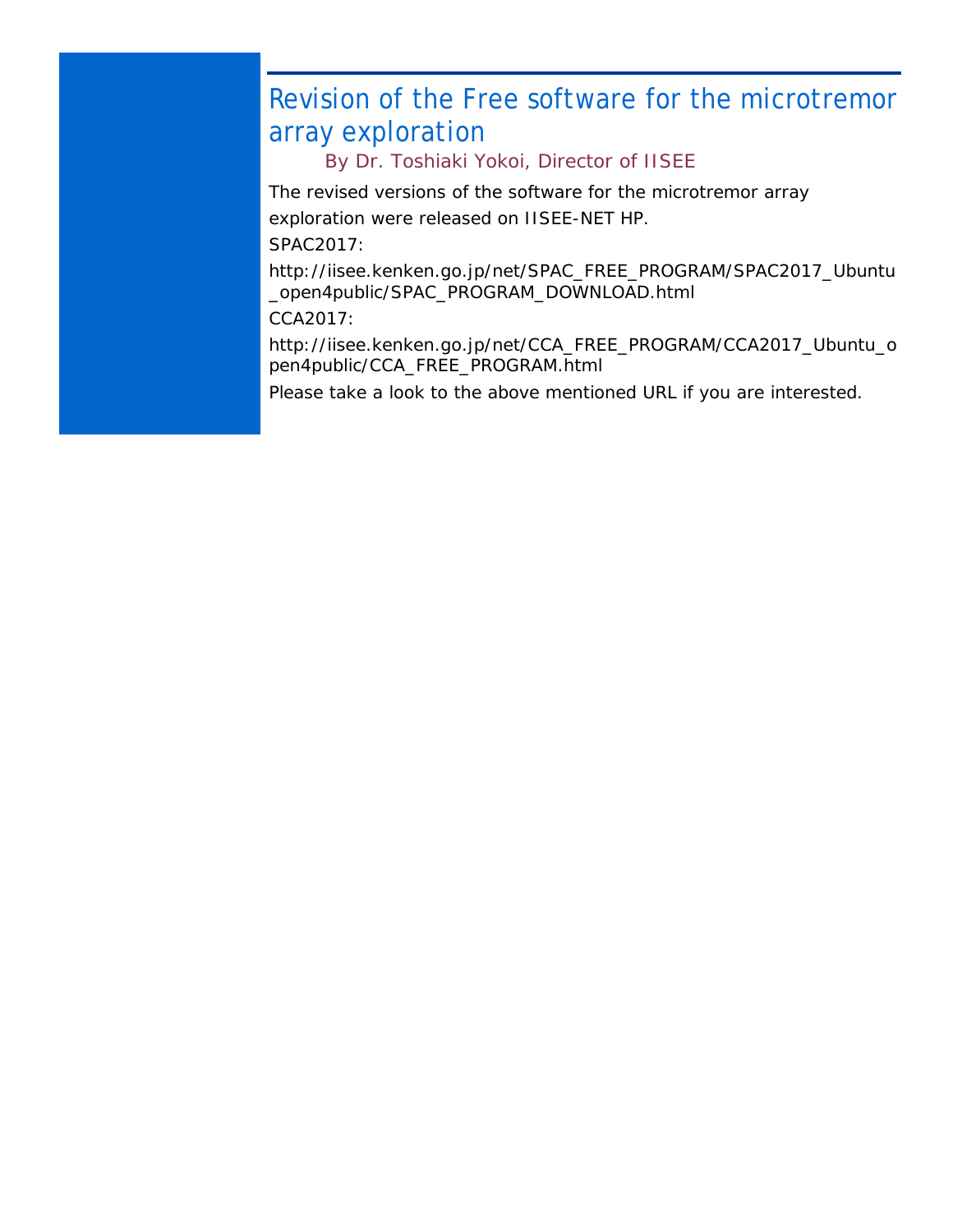## Revision of the Free software for the microtremor array exploration

By Dr. Toshiaki Yokoi, Director of IISEE

The revised versions of the software for the microtremor array exploration were released on IISEE-NET HP.

SPAC2017:

http://iisee.kenken.go.jp/net/SPAC_FREE_PROGRAM/SPAC2017_Ubuntu_open4public/SPAC_PROGRAM_DOWNLOAD.html

CCA2017:

http://iisee.kenken.go.jp/net/CCA_FREE_PROGRAM/CCA2017_Ubuntu_open4public/CCA_FREE_PROGRAM.html

Please take a look to the above mentioned URL if you are interested.